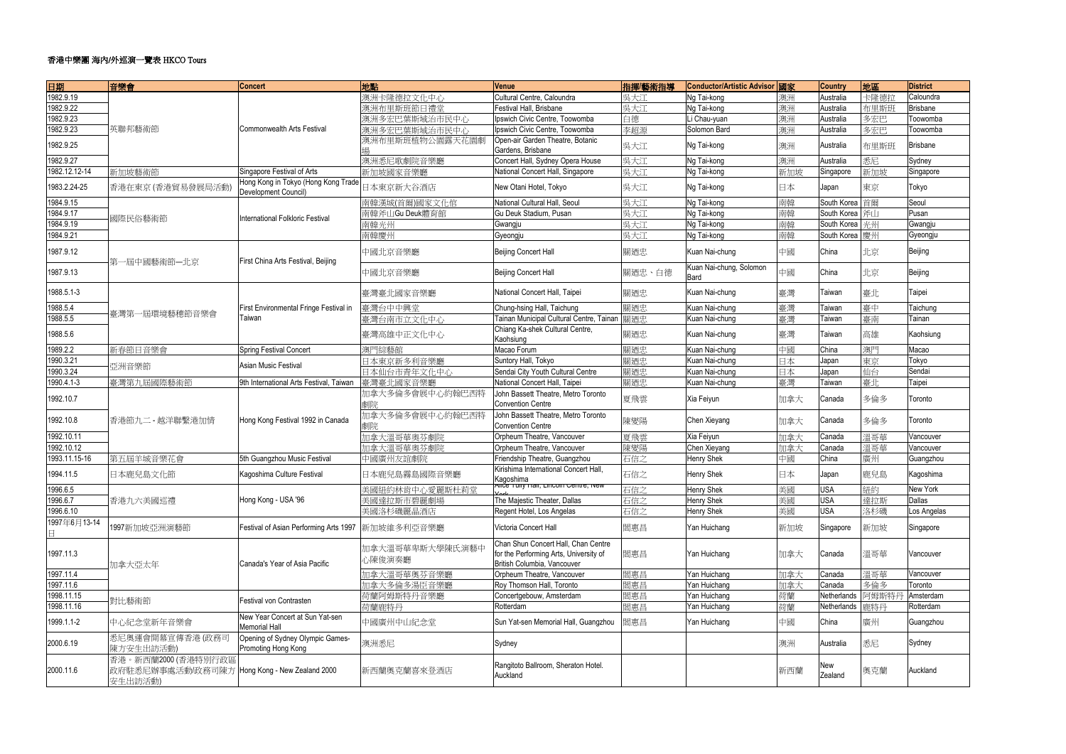# 香港中樂團 海內/外巡演一覽表 HKCO Tours

| 日期 | 音樂會 | Concert | 地點 | Venue | 指揮/藝術指導 | Conductor/Artistic Advisor | 國家 | Country | 地區 | District |
|---|---|---|---|---|---|---|---|---|---|---|
| 1982.9.19 | 英聯邦藝術節 | Commonwealth Arts Festival | 澳洲卡隆德拉文化中心 | Cultural Centre, Caloundra | 吳大江 | Ng Tai-kong | 澳洲 | Australia | 卡隆德拉 | Caloundra |
| 1982.9.22 | | | 澳洲布里斯班節日禮堂 | Festival Hall, Brisbane | 吳大江 | Ng Tai-kong | 澳洲 | Australia | 布里斯班 | Brisbane |
| 1982.9.23 | | | 澳洲多宏巴葉斯域治市民中心 | Ipswich Civic Centre, Toowomba | 白德 | Li Chau-yuan | 澳洲 | Australia | 多宏巴 | Toowomba |
| 1982.9.23 | | | 澳洲多宏巴葉斯域治市民中心 | Ipswich Civic Centre, Toowomba | 李超源 | Solomon Bard | 澳洲 | Australia | 多宏巴 | Toowomba |
| 1982.9.25 | | | 澳洲布里斯班植物公園露天花園劇場 | Open-air Garden Theatre, Botanic Gardens, Brisbane | 吳大江 | Ng Tai-kong | 澳洲 | Australia | 布里斯班 | Brisbane |
| 1982.9.27 | | | 澳洲悉尼歌劇院音樂廳 | Concert Hall, Sydney Opera House | 吳大江 | Ng Tai-kong | 澳洲 | Australia | 悉尼 | Sydney |
| 1982.12.12-14 | 新加坡藝術節 | Singapore Festival of Arts | 新加坡國家音樂廳 | National Concert Hall, Singapore | 吳大江 | Ng Tai-kong | 新加坡 | Singapore | 新加坡 | Singapore |
| 1983.2.24-25 | 香港在東京 (香港貿易發展局活動) | Hong Kong in Tokyo (Hong Kong Trade Development Council) | 日本東京新大谷酒店 | New Otani Hotel, Tokyo | 吳大江 | Ng Tai-kong | 日本 | Japan | 東京 | Tokyo |
| 1984.9.15 | 國際民俗藝術節 | International Folkloric Festival | 南韓漢城(首爾)國家文化館 | National Cultural Hall, Seoul | 吳大江 | Ng Tai-kong | 南韓 | South Korea | 首爾 | Seoul |
| 1984.9.17 | | | 南韓斧山Gu Deuk體育館 | Gu Deuk Stadium, Pusan | 吳大江 | Ng Tai-kong | 南韓 | South Korea | 斧山 | Pusan |
| 1984.9.19 | | | 南韓光州 | Gwangju | 吳大江 | Ng Tai-kong | 南韓 | South Korea | 光州 | Gwangju |
| 1984.9.21 | | | 南韓慶州 | Gyeongju | 吳大江 | Ng Tai-kong | 南韓 | South Korea | 慶州 | Gyeongju |
| 1987.9.12 | 第一屆中國藝術節—北京 | First China Arts Festival, Beijing | 中國北京音樂廳 | Beijing Concert Hall | 關迺忠 | Kuan Nai-chung | 中國 | China | 北京 | Beijing |
| 1987.9.13 | | | 中國北京音樂廳 | Beijing Concert Hall | 關迺忠、白德 | Kuan Nai-chung, Solomon Bard | 中國 | China | 北京 | Beijing |
| 1988.5.1-3 | 臺灣第一屆環境藝穗節音樂會 | First Environmental Fringe Festival in Taiwan | 臺灣臺北國家音樂廳 | National Concert Hall, Taipei | 關迺忠 | Kuan Nai-chung | 臺灣 | Taiwan | 臺北 | Taipei |
| 1988.5.4 | | | 臺灣台中中興堂 | Chung-hsing Hall, Taichung | 關迺忠 | Kuan Nai-chung | 臺灣 | Taiwan | 臺中 | Taichung |
| 1988.5.5 | | | 臺灣台南市立文化中心 | Tainan Municipal Cultural Centre, Tainan | 關迺忠 | Kuan Nai-chung | 臺灣 | Taiwan | 臺南 | Tainan |
| 1988.5.6 | | | 臺灣高雄中正文化中心 | Chiang Ka-shek Cultural Centre, Kaohsiung | 關迺忠 | Kuan Nai-chung | 臺灣 | Taiwan | 高雄 | Kaohsiung |
| 1989.2.2 | 新春節日音樂會 | Spring Festival Concert | 澳門綜藝館 | Macao Forum | 關迺忠 | Kuan Nai-chung | 中國 | China | 澳門 | Macao |
| 1990.3.21 | 亞洲音樂節 | Asian Music Festival | 日本東京新多利音樂廳 | Suntory Hall, Tokyo | 關迺忠 | Kuan Nai-chung | 日本 | Japan | 東京 | Tokyo |
| 1990.3.24 | | | 日本仙台市青年文化中心 | Sendai City Youth Cultural Centre | 關迺忠 | Kuan Nai-chung | 日本 | Japan | 仙台 | Sendai |
| 1990.4.1-3 | 臺灣第九屆國際藝術節 | 9th International Arts Festival, Taiwan | 臺灣臺北國家音樂廳 | National Concert Hall, Taipei | 關迺忠 | Kuan Nai-chung | 臺灣 | Taiwan | 臺北 | Taipei |
| 1992.10.7 | 香港節九二 - 越洋聯繫港加情 | Hong Kong Festival 1992 in Canada | 加拿大多倫多會展中心約翰巴西特劇院 | John Bassett Theatre, Metro Toronto Convention Centre | 夏飛雲 | Xia Feiyun | 加拿大 | Canada | 多倫多 | Toronto |
| 1992.10.8 | | | 加拿大多倫多會展中心約翰巴西特劇院 | John Bassett Theatre, Metro Toronto Convention Centre | 陳燮陽 | Chen Xieyang | 加拿大 | Canada | 多倫多 | Toronto |
| 1992.10.11 | | | 加拿大溫哥華奧芬劇院 | Orpheum Theatre, Vancouver | 夏飛雲 | Xia Feiyun | 加拿大 | Canada | 溫哥華 | Vancouver |
| 1992.10.12 | | | 加拿大溫哥華奧芬劇院 | Orpheum Theatre, Vancouver | 陳燮陽 | Chen Xieyang | 加拿大 | Canada | 溫哥華 | Vancouver |
| 1993.11.15-16 | 第五屆羊城音樂花會 | 5th Guangzhou Music Festival | 中國廣州友誼劇院 | Friendship Theatre, Guangzhou | 石信之 | Henry Shek | 中國 | China | 廣州 | Guangzhou |
| 1994.11.5 | 日本鹿兒島文化節 | Kagoshima Culture Festival | 日本鹿兒島霧島國際音樂廳 | Kirishima International Concert Hall, Kagoshima | 石信之 | Henry Shek | 日本 | Japan | 鹿兒島 | Kagoshima |
| 1996.6.5 | 香港九六美國巡禮 | Hong Kong - USA '96 | 美國紐約林肯中心愛麗斯杜莉堂 | Alice Tully Hall, Lincoln Centre, New York | 石信之 | Henry Shek | 美國 | USA | 紐約 | New York |
| 1996.6.7 | | | 美國達拉斯市碧麗劇場 | The Majestic Theater, Dallas | 石信之 | Henry Shek | 美國 | USA | 達拉斯 | Dallas |
| 1996.6.10 | | | 美國洛杉磯麗晶酒店 | Regent Hotel, Los Angelas | 石信之 | Henry Shek | 美國 | USA | 洛杉磯 | Los Angelas |
| 1997年6月13-14日 | 1997新加坡亞洲演藝節 | Festival of Asian Performing Arts 1997 | 新加坡維多利亞音樂廳 | Victoria Concert Hall | 閻惠昌 | Yan Huichang | 新加坡 | Singapore | 新加坡 | Singapore |
| 1997.11.3 | 加拿大亞太年 | Canada's Year of Asia Pacific | 加拿大溫哥華卑斯大學陳氏演藝中心陳俊演奏廳 | Chan Shun Concert Hall, Chan Centre for the Performing Arts, University of British Columbia, Vancouver | 閻惠昌 | Yan Huichang | 加拿大 | Canada | 溫哥華 | Vancouver |
| 1997.11.4 | | | 加拿大溫哥華奧芬音樂廳 | Orpheum Theatre, Vancouver | 閻惠昌 | Yan Huichang | 加拿大 | Canada | 溫哥華 | Vancouver |
| 1997.11.6 | | | 加拿大多倫多湯臣音樂廳 | Roy Thomson Hall, Toronto | 閻惠昌 | Yan Huichang | 加拿大 | Canada | 多倫多 | Toronto |
| 1998.11.15 | 對比藝術節 | Festival von Contrasten | 荷蘭阿姆斯特丹音樂廳 | Concertgebouw, Amsterdam | 閻惠昌 | Yan Huichang | 荷蘭 | Netherlands | 阿姆斯特丹 | Amsterdam |
| 1998.11.16 | | | 荷蘭鹿特丹 | Rotterdam | 閻惠昌 | Yan Huichang | 荷蘭 | Netherlands | 鹿特丹 | Rotterdam |
| 1999.1.1-2 | 中山紀念堂新年音樂會 | New Year Concert at Sun Yat-sen Memorial Hall | 中國廣州中山紀念堂 | Sun Yat-sen Memorial Hall, Guangzhou | 閻惠昌 | Yan Huichang | 中國 | China | 廣州 | Guangzhou |
| 2000.6.19 | 悉尼奧運會開幕宣傳香港 (政務司陳方安生出訪活動) | Opening of Sydney Olympic Games-Promoting Hong Kong | 澳洲悉尼 | Sydney | | | 澳洲 | Australia | 悉尼 | Sydney |
| 2000.11.6 | 香港。新西蘭2000 (香港特別行政區政府駐悉尼辦事處活動/政務司陳方安生出訪活動) | Hong Kong - New Zealand 2000 | 新西蘭奧克蘭喜來登酒店 | Rangitoto Ballroom, Sheraton Hotel. Auckland | | | 新西蘭 | New Zealand | 奧克蘭 | Auckland |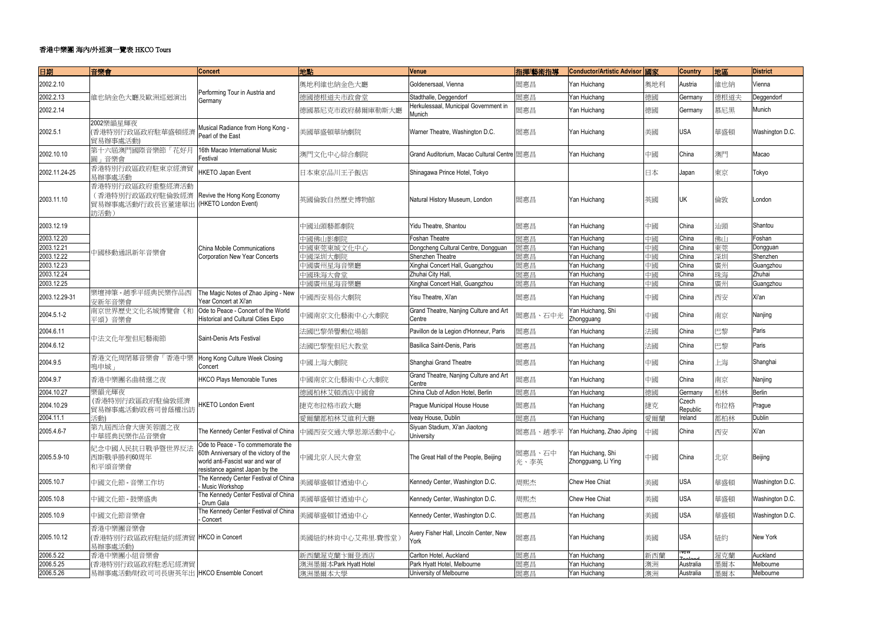# 香港中樂團 海內/外巡演一覽表 HKCO Tours

| 日期 | 音樂會 | Concert | 地點 | Venue | 指揮/藝術指導 | Conductor/Artistic Advisor | 國家 | Country | 地區 | District |
|---|---|---|---|---|---|---|---|---|---|---|
| 2002.2.10 | 維也納金色大廳及歐洲巡迴演出 | Performing Tour in Austria and Germany | 奧地利維也納金色大廳 | Goldenersaal, Vienna | 閻惠昌 | Yan Huichang | 奧地利 | Austria | 維也納 | Vienna |
| 2002.2.13 | | | 德國德根道夫市政會堂 | Stadthalle, Deggendorf | 閻惠昌 | Yan Huichang | 德國 | Germany | 德根道夫 | Deggendorf |
| 2002.2.14 | | | 德國慕尼克市政府赫爾庫勒斯大廳 | Herkulessaal, Municipal Government in Munich | 閻惠昌 | Yan Huichang | 德國 | Germany | 慕尼黑 | Munich |
| 2002.5.1 | 2002樂韻星輝夜 (香港特別行政區政府駐華盛頓經濟貿易辦事處活動) | Musical Radiance from Hong Kong - Pearl of the East | 美國華盛頓華納劇院 | Warner Theatre, Washington D.C. | 閻惠昌 | Yan Huichang | 美國 | USA | 華盛頓 | Washington D.C. |
| 2002.10.10 | 第十六屆澳門國際音樂節「花好月圓」音樂會 | 16th Macao International Music Festival | 澳門文化中心綜合劇院 | Grand Auditorium, Macao Cultural Centre | 閻惠昌 | Yan Huichang | 中國 | China | 澳門 | Macao |
| 2002.11.24-25 | 香港特別行政區政府駐東京經濟貿易辦事處活動 | HKETO Japan Event | 日本東京品川王子飯店 | Shinagawa Prince Hotel, Tokyo | | | 日本 | Japan | 東京 | Tokyo |
| 2003.11.10 | 香港特別行政區政府重整經濟活動（香港特別行政區政府駐倫敦經濟貿易辦事處活動/行政長官董建華出訪活動） | Revive the Hong Kong Economy (HKETO London Event) | 英國倫敦自然歷史博物館 | Natural History Museum, London | 閻惠昌 | Yan Huichang | 英國 | UK | 倫敦 | London |
| 2003.12.19 | 中國移動通訊新年音樂會 | China Mobile Communications Corporation New Year Concerts | 中國汕頭藝都劇院 | Yidu Theatre, Shantou | 閻惠昌 | Yan Huichang | 中國 | China | 汕頭 | Shantou |
| 2003.12.20 | | | 中國佛山影劇院 | Foshan Theatre | 閻惠昌 | Yan Huichang | 中國 | China | 佛山 | Foshan |
| 2003.12.21 | | | 中國東莞東城文化中心 | Dongcheng Cultural Centre, Dongguan | 閻惠昌 | Yan Huichang | 中國 | China | 東莞 | Dongguan |
| 2003.12.22 | | | 中國深圳大劇院 | Shenzhen Theatre | 閻惠昌 | Yan Huichang | 中國 | China | 深圳 | Shenzhen |
| 2003.12.23 | | | 中國廣州星海音樂廳 | Xinghai Concert Hall, Guangzhou | 閻惠昌 | Yan Huichang | 中國 | China | 廣州 | Guangzhou |
| 2003.12.24 | | | 中國珠海大會堂 | Zhuhai City Hall, | 閻惠昌 | Yan Huichang | 中國 | China | 珠海 | Zhuhai |
| 2003.12.25 | | | 中國廣州星海音樂廳 | Xinghai Concert Hall, Guangzhou | 閻惠昌 | Yan Huichang | 中國 | China | 廣州 | Guangzhou |
| 2003.12.29-31 | 樂壇神筆 - 趙季平經典民樂作品西安新年音樂會 | The Magic Notes of Zhao Jiping - New Year Concert at Xi'an | 中國西安易俗大劇院 | Yisu Theatre, Xi'an | 閻惠昌 | Yan Huichang | 中國 | China | 西安 | Xi'an |
| 2004.5.1-2 | 南京世界歷史文化名城博覽會《和平頌》音樂會 | Ode to Peace - Concert of the World Historical and Cultural Cities Expo | 中國南京文化藝術中心大劇院 | Grand Theatre, Nanjing Culture and Art Centre | 閻惠昌、石中光 | Yan Huichang, Shi Zhongguang | 中國 | China | 南京 | Nanjing |
| 2004.6.11 | 中法文化年聖但尼藝術節 | Saint-Denis Arts Festival | 法國巴黎榮譽勳位場館 | Pavillon de la Legion d'Honneur, Paris | 閻惠昌 | Yan Huichang | 法國 | China | 巴黎 | Paris |
| 2004.6.12 | | | 法國巴黎聖但尼大教堂 | Basilica Saint-Denis, Paris | 閻惠昌 | Yan Huichang | 法國 | China | 巴黎 | Paris |
| 2004.9.5 | 香港文化周閉幕音樂會「香港中樂鳴申城」 | Hong Kong Culture Week Closing Concert | 中國上海大劇院 | Shanghai Grand Theatre | 閻惠昌 | Yan Huichang | 中國 | China | 上海 | Shanghai |
| 2004.9.7 | 香港中樂團名曲精選之夜 | HKCO Plays Memorable Tunes | 中國南京文化藝術中心大劇院 | Grand Theatre, Nanjing Culture and Art Centre | 閻惠昌 | Yan Huichang | 中國 | China | 南京 | Nanjing |
| 2004.10.27 | 樂韻光輝夜 (香港特別行政區政府駐倫敦經濟貿易辦事處活動/政務司曾蔭權出訪活動) | HKETO London Event | 德國柏林艾頓酒店中國會 | China Club of Adlon Hotel, Berlin | 閻惠昌 | Yan Huichang | 德國 | Germany | 柏林 | Berlin |
| 2004.10.29 | | | 捷克布拉格市政大廳 | Prague Municipal House House | 閻惠昌 | Yan Huichang | 捷克 | Czech Republic | 布拉格 | Prague |
| 2004.11.1 | | | 愛爾蘭都柏林艾維利大廳 | Iveay House, Dublin | 閻惠昌 | Yan Huichang | 愛爾蘭 | Ireland | 都柏林 | Dublin |
| 2005.4.6-7 | 第九屆西洽會大唐芙蓉園之夜中華經典民樂作品音樂會 | The Kennedy Center Festival of China | 中國西安交通大學思源活動中心 | Siyuan Stadium, Xi'an Jiaotong University | 閻惠昌、趙季平 | Yan Huichang, Zhao Jiping | 中國 | China | 西安 | Xi'an |
| 2005.5.9-10 | 紀念中國人民抗日戰爭暨世界反法西斯戰爭勝利60周年和平頌音樂會 | Ode to Peace - To commemorate the 60th Anniversary of the victory of the world anti-Fascist war and war of resistance against Japan by the | 中國北京人民大會堂 | The Great Hall of the People, Beijing | 閻惠昌、石中光、李英 | Yan Huichang, Shi Zhongguang, Li Ying | 中國 | China | 北京 | Beijing |
| 2005.10.7 | 中國文化節 - 音樂工作坊 | The Kennedy Center Festival of China - Music Workshop | 美國華盛頓甘迺迪中心 | Kennedy Center, Washington D.C. | 周熙杰 | Chew Hee Chiat | 美國 | USA | 華盛頓 | Washington D.C. |
| 2005.10.8 | 中國文化節 - 鼓樂盛典 | The Kennedy Center Festival of China - Drum Gala | 美國華盛頓甘迺迪中心 | Kennedy Center, Washington D.C. | 周熙杰 | Chew Hee Chiat | 美國 | USA | 華盛頓 | Washington D.C. |
| 2005.10.9 | 中國文化節音樂會 | The Kennedy Center Festival of China - Concert | 美國華盛頓甘迺迪中心 | Kennedy Center, Washington D.C. | 閻惠昌 | Yan Huichang | 美國 | USA | 華盛頓 | Washington D.C. |
| 2005.10.12 | 香港中樂團音樂會 (香港特別行政區政府駐紐約經濟貿易辦事處活動) | HKCO in Concert | 美國紐約林肯中心艾弗里.費雪堂） | Avery Fisher Hall, Lincoln Center, New York | 閻惠昌 | Yan Huichang | 美國 | USA | 紐約 | New York |
| 2006.5.22 | 香港中樂團小組音樂會 (香港特別行政區政府駐悉尼經濟貿易辦事處活動/財政司司長唐英年出 | HKCO Ensemble Concert | 新西蘭渥克蘭卡爾登酒店 | Carlton Hotel, Auckland | 閻惠昌 | Yan Huichang | 新西蘭 | New Zealand | 渥克蘭 | Auckland |
| 2006.5.25 | | | 澳洲墨爾本Park Hyatt Hotel | Park Hyatt Hotel, Melbourne | 閻惠昌 | Yan Huichang | 澳洲 | Australia | 墨爾本 | Melbourne |
| 2006.5.26 | | | 澳洲墨爾本大學 | University of Melbourne | 閻惠昌 | Yan Huichang | 澳洲 | Australia | 墨爾本 | Melbourne |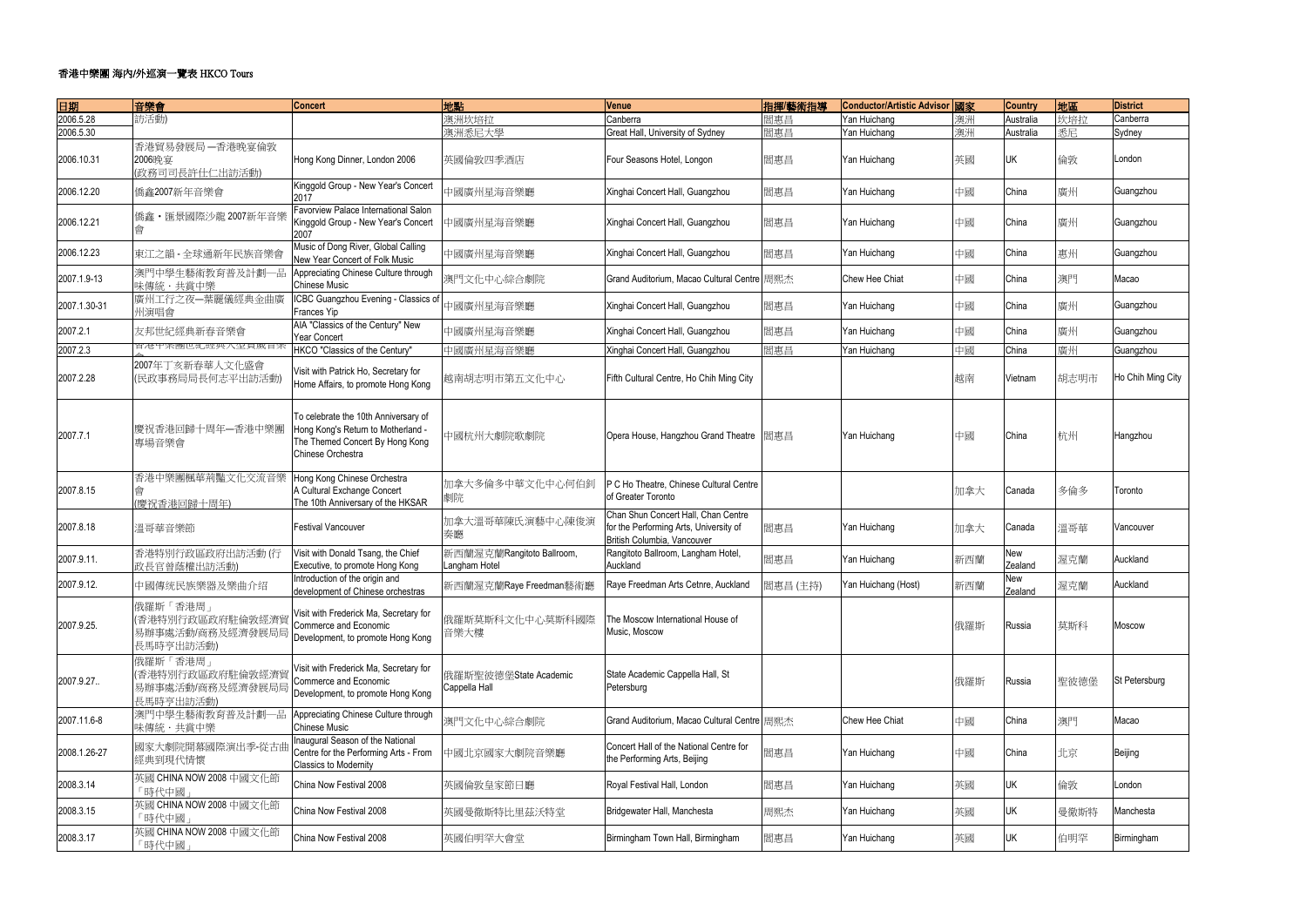# 香港中樂團 海內/外巡演一覽表 HKCO Tours

| 日期 | 音樂會 | Concert | 地點 | Venue | 指揮/藝術指導 | Conductor/Artistic Advisor | 國家 | Country | 地區 | District |
|---|---|---|---|---|---|---|---|---|---|---|
| 2006.5.28 | 訪活動) | | 澳洲坎培拉 | Canberra | 閻惠昌 | Yan Huichang | 澳洲 | Australia | 坎培拉 | Canberra |
| 2006.5.30 | | | 澳洲悉尼大學 | Great Hall, University of Sydney | 閻惠昌 | Yan Huichang | 澳洲 | Australia | 悉尼 | Sydney |
| 2006.10.31 | 香港貿易發展局－香港晚宴倫敦2006晚宴(政務司司長許仕仁出訪活動) | Hong Kong Dinner, London 2006 | 英國倫敦四季酒店 | Four Seasons Hotel, Longon | 閻惠昌 | Yan Huichang | 英國 | UK | 倫敦 | London |
| 2006.12.20 | 僑鑫2007新年音樂會 | Kinggold Group - New Year's Concert 2017 | 中國廣州星海音樂廳 | Xinghai Concert Hall, Guangzhou | 閻惠昌 | Yan Huichang | 中國 | China | 廣州 | Guangzhou |
| 2006.12.21 | 僑鑫・匯景國際沙龍 2007新年音樂會 | Favorview Palace International Salon Kinggold Group - New Year's Concert 2007 | 中國廣州星海音樂廳 | Xinghai Concert Hall, Guangzhou | 閻惠昌 | Yan Huichang | 中國 | China | 廣州 | Guangzhou |
| 2006.12.23 | 東江之韻 - 全球通新年民族音樂會 | Music of Dong River, Global Calling New Year Concert of Folk Music | 中國廣州星海音樂廳 | Xinghai Concert Hall, Guangzhou | 閻惠昌 | Yan Huichang | 中國 | China | 惠州 | Guangzhou |
| 2007.1.9-13 | 澳門中學生藝術教育普及計劃—品味傳統・共賞中樂 | Appreciating Chinese Culture through Chinese Music | 澳門文化中心綜合劇院 | Grand Auditorium, Macao Cultural Centre | 周熙杰 | Chew Hee Chiat | 中國 | China | 澳門 | Macao |
| 2007.1.30-31 | 廣州工行之夜—葉麗儀經典金曲廣州演唱會 | ICBC Guangzhou Evening - Classics of Frances Yip | 中國廣州星海音樂廳 | Xinghai Concert Hall, Guangzhou | 閻惠昌 | Yan Huichang | 中國 | China | 廣州 | Guangzhou |
| 2007.2.1 | 友邦世紀經典新春音樂會 | AIA "Classics of the Century" New Year Concert | 中國廣州星海音樂廳 | Xinghai Concert Hall, Guangzhou | 閻惠昌 | Yan Huichang | 中國 | China | 廣州 | Guangzhou |
| 2007.2.3 | 香港中樂團世紀經典大型賀歲音樂會 | HKCO "Classics of the Century" | 中國廣州星海音樂廳 | Xinghai Concert Hall, Guangzhou | 閻惠昌 | Yan Huichang | 中國 | China | 廣州 | Guangzhou |
| 2007.2.28 | 2007年丁亥新春華人文化盛會(民政事務局局長何志平出訪活動) | Visit with Patrick Ho, Secretary for Home Affairs, to promote Hong Kong | 越南胡志明市第五文化中心 | Fifth Cultural Centre, Ho Chih Ming City | | | 越南 | Vietnam | 胡志明市 | Ho Chih Ming City |
| 2007.7.1 | 慶祝香港回歸十周年—香港中樂團專場音樂會 | To celebrate the 10th Anniversary of Hong Kong's Return to Motherland - The Themed Concert By Hong Kong Chinese Orchestra | 中國杭州大劇院歌劇院 | Opera House, Hangzhou Grand Theatre | 閻惠昌 | Yan Huichang | 中國 | China | 杭州 | Hangzhou |
| 2007.8.15 | 香港中樂團楓華荊豔文化交流音樂會(慶祝香港回歸十周年) | Hong Kong Chinese Orchestra A Cultural Exchange Concert The 10th Anniversary of the HKSAR | 加拿大多倫多中華文化中心何伯釗劇院 | P C Ho Theatre, Chinese Cultural Centre of Greater Toronto | | | 加拿大 | Canada | 多倫多 | Toronto |
| 2007.8.18 | 溫哥華音樂節 | Festival Vancouver | 加拿大溫哥華陳氏演藝中心陳俊演奏廳 | Chan Shun Concert Hall, Chan Centre for the Performing Arts, University of British Columbia, Vancouver | 閻惠昌 | Yan Huichang | 加拿大 | Canada | 溫哥華 | Vancouver |
| 2007.9.11. | 香港特別行政區政府出訪活動 (行政長官曾蔭權出訪活動) | Visit with Donald Tsang, the Chief Executive, to promote Hong Kong | 新西蘭渥克蘭Rangitoto Ballroom, Langham Hotel | Rangitoto Ballroom, Langham Hotel, Auckland | 閻惠昌 | Yan Huichang | 新西蘭 | New Zealand | 渥克蘭 | Auckland |
| 2007.9.12. | 中國傳统民族樂器及樂曲介绍 | Introduction of the origin and development of Chinese orchestras | 新西蘭渥克蘭Raye Freedman藝術廳 | Raye Freedman Arts Cetnre, Auckland | 閻惠昌 (主持) | Yan Huichang (Host) | 新西蘭 | New Zealand | 渥克蘭 | Auckland |
| 2007.9.25. | 俄羅斯「香港周」(香港特別行政區政府駐倫敦經濟貿易辦事處活動/商務及經濟發展局局長馬時亨出訪活動) | Visit with Frederick Ma, Secretary for Commerce and Economic Development, to promote Hong Kong | 俄羅斯莫斯科文化中心莫斯科國際音樂大樓 | The Moscow International House of Music, Moscow | | | 俄羅斯 | Russia | 莫斯科 | Moscow |
| 2007.9.27.. | 俄羅斯「香港周」(香港特別行政區政府駐倫敦經濟貿易辦事處活動/商務及經濟發展局局長馬時亨出訪活動) | Visit with Frederick Ma, Secretary for Commerce and Economic Development, to promote Hong Kong | 俄羅斯聖彼德堡State Academic Cappella Hall | State Academic Cappella Hall, St Petersburg | | | 俄羅斯 | Russia | 聖彼德堡 | St Petersburg |
| 2007.11.6-8 | 澳門中學生藝術教育普及計劃—品味傳統・共賞中樂 | Appreciating Chinese Culture through Chinese Music | 澳門文化中心綜合劇院 | Grand Auditorium, Macao Cultural Centre | 周熙杰 | Chew Hee Chiat | 中國 | China | 澳門 | Macao |
| 2008.1.26-27 | 國家大劇院開幕國際演出季-從古曲經典到現代情懷 | Inaugural Season of the National Centre for the Performing Arts - From Classics to Modernity | 中國北京國家大劇院音樂廳 | Concert Hall of the National Centre for the Performing Arts, Beijing | 閻惠昌 | Yan Huichang | 中國 | China | 北京 | Beijing |
| 2008.3.14 | 英國 CHINA NOW 2008 中國文化節「時代中國」 | China Now Festival 2008 | 英國倫敦皇家節日廳 | Royal Festival Hall, London | 閻惠昌 | Yan Huichang | 英國 | UK | 倫敦 | London |
| 2008.3.15 | 英國 CHINA NOW 2008 中國文化節「時代中國」 | China Now Festival 2008 | 英國曼徹斯特比里茲沃特堂 | Bridgewater Hall, Manchesta | 周熙杰 | Yan Huichang | 英國 | UK | 曼徹斯特 | Manchesta |
| 2008.3.17 | 英國 CHINA NOW 2008 中國文化節「時代中國」 | China Now Festival 2008 | 英國伯明罕大會堂 | Birmingham Town Hall, Birmingham | 閻惠昌 | Yan Huichang | 英國 | UK | 伯明罕 | Birmingham |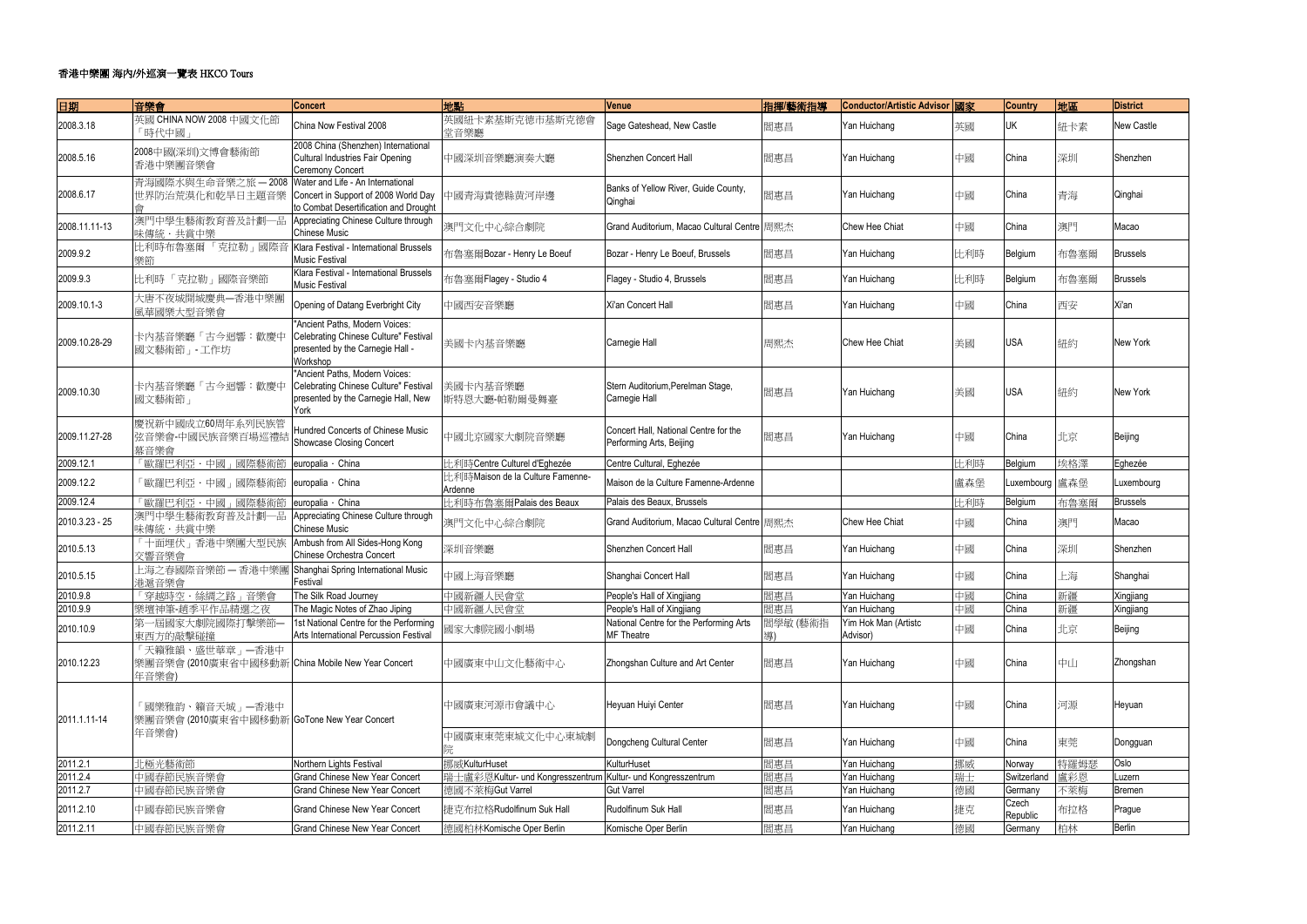# 香港中樂團 海內/外巡演一覽表 HKCO Tours

| 日期 | 音樂會 | Concert | 地點 | Venue | 指揮/藝術指導 | Conductor/Artistic Advisor | 國家 | Country | 地區 | District |
|---|---|---|---|---|---|---|---|---|---|---|
| 2008.3.18 | 英國 CHINA NOW 2008 中國文化節「時代中國」 | China Now Festival 2008 | 英國紐卡素基斯克德市基斯克德會堂音樂廳 | Sage Gateshead, New Castle | 閻惠昌 | Yan Huichang | 英國 | UK | 紐卡素 | New Castle |
| 2008.5.16 | 2008中國(深圳)文博會藝術節香港中樂團音樂會 | 2008 China (Shenzhen) International Cultural Industries Fair Opening Ceremony Concert | 中國深圳音樂廳演奏大廳 | Shenzhen Concert Hall | 閻惠昌 | Yan Huichang | 中國 | China | 深圳 | Shenzhen |
| 2008.6.17 | 青海國際水與生命音樂之旅 — 2008世界防治荒漠化和乾旱日主題音樂會 | Water and Life - An International Concert in Support of 2008 World Day to Combat Desertification and Drought | 中國青海貴德縣黃河岸邊 | Banks of Yellow River, Guide County, Qinghai | 閻惠昌 | Yan Huichang | 中國 | China | 青海 | Qinghai |
| 2008.11.11-13 | 澳門中學生藝術教育普及計劃—品味傳統．共賞中樂 | Appreciating Chinese Culture through Chinese Music | 澳門文化中心綜合劇院 | Grand Auditorium, Macao Cultural Centre | 周熙杰 | Chew Hee Chiat | 中國 | China | 澳門 | Macao |
| 2009.9.2 | 比利時布魯塞爾「克拉勒」國際音樂節 | Klara Festival - International Brussels Music Festival | 布魯塞爾Bozar - Henry Le Boeuf | Bozar - Henry Le Boeuf, Brussels | 閻惠昌 | Yan Huichang | 比利時 | Belgium | 布魯塞爾 | Brussels |
| 2009.9.3 | 比利時「克拉勒」國際音樂節 | Klara Festival - International Brussels Music Festival | 布魯塞爾Flagey - Studio 4 | Flagey - Studio 4, Brussels | 閻惠昌 | Yan Huichang | 比利時 | Belgium | 布魯塞爾 | Brussels |
| 2009.10.1-3 | 大唐不夜城開城慶典—香港中樂團風華國樂大型音樂會 | Opening of Datang Everbright City | 中國西安音樂廳 | Xi'an Concert Hall | 閻惠昌 | Yan Huichang | 中國 | China | 西安 | Xi'an |
| 2009.10.28-29 | 卡內基音樂廳「古今迴響：歡慶中國文藝術節」- 工作坊 | "Ancient Paths, Modern Voices: Celebrating Chinese Culture" Festival presented by the Carnegie Hall - Workshop | 美國卡內基音樂廳 | Carnegie Hall | 周熙杰 | Chew Hee Chiat | 美國 | USA | 紐約 | New York |
| 2009.10.30 | 卡內基音樂廳「古今迴響：歡慶中國文藝術節」 | "Ancient Paths, Modern Voices: Celebrating Chinese Culture" Festival presented by the Carnegie Hall, New York | 美國卡內基音樂廳 斯特恩大廳-帕勒爾曼舞臺 | Stern Auditorium,Perelman Stage, Carnegie Hall | 閻惠昌 | Yan Huichang | 美國 | USA | 紐約 | New York |
| 2009.11.27-28 | 慶祝新中國成立60周年系列民族管弦音樂會-中國民族音樂百場巡禮結幕音樂會 | Hundred Concerts of Chinese Music Showcase Closing Concert | 中國北京國家大劇院音樂廳 | Concert Hall, National Centre for the Performing Arts, Beijing | 閻惠昌 | Yan Huichang | 中國 | China | 北京 | Beijing |
| 2009.12.1 | 「歐羅巴利亞．中國」國際藝術節 | europalia · China | 比利時Centre Culturel d'Eghezée | Centre Cultural, Eghezée | | | 比利時 | Belgium | 埃格澤 | Eghezée |
| 2009.12.2 | 「歐羅巴利亞．中國」國際藝術節 | europalia · China | 比利時Maison de la Culture Famenne-Ardenne | Maison de la Culture Famenne-Ardenne | | | 盧森堡 | Luxembourg | 盧森堡 | Luxembourg |
| 2009.12.4 | 「歐羅巴利亞．中國」國際藝術節 | europalia · China | 比利時布魯塞爾Palais des Beaux | Palais des Beaux, Brussels | | | 比利時 | Belgium | 布魯塞爾 | Brussels |
| 2010.3.23 - 25 | 澳門中學生藝術教育普及計劃—品味傳統．共賞中樂 | Appreciating Chinese Culture through Chinese Music | 澳門文化中心綜合劇院 | Grand Auditorium, Macao Cultural Centre | 周熙杰 | Chew Hee Chiat | 中國 | China | 澳門 | Macao |
| 2010.5.13 | 「十面埋伏」香港中樂團大型民族交響音樂會 | Ambush from All Sides-Hong Kong Chinese Orchestra Concert | 深圳音樂廳 | Shenzhen Concert Hall | 閻惠昌 | Yan Huichang | 中國 | China | 深圳 | Shenzhen |
| 2010.5.15 | 上海之春國際音樂節 — 香港中樂團港滬音樂會 | Shanghai Spring International Music Festival | 中國上海音樂廳 | Shanghai Concert Hall | 閻惠昌 | Yan Huichang | 中國 | China | 上海 | Shanghai |
| 2010.9.8 | 「穿越時空．絲綢之路」音樂會 | The Silk Road Journey | 中國新疆人民會堂 | People's Hall of Xingjiang | 閻惠昌 | Yan Huichang | 中國 | China | 新疆 | Xingjiang |
| 2010.9.9 | 樂壇神筆-趙季平作品精選之夜 | The Magic Notes of Zhao Jiping | 中國新疆人民會堂 | People's Hall of Xingjiang | 閻惠昌 | Yan Huichang | 中國 | China | 新疆 | Xingjiang |
| 2010.10.9 | 第一屆國家大劇院國際打擊樂節—東西方的敲擊碰撞 | 1st National Centre for the Performing Arts International Percussion Festival | 國家大劇院小劇場 | National Centre for the Performing Arts MF Theatre | 閻學敏 (藝術指導) | Yim Hok Man (Artistc Advisor) | 中國 | China | 北京 | Beijing |
| 2010.12.23 | 「天籟雅韻、盛世華章」—香港中樂團音樂會 (2010廣東省中國移動新年音樂會) | China Mobile New Year Concert | 中國廣東中山文化藝術中心 | Zhongshan Culture and Art Center | 閻惠昌 | Yan Huichang | 中國 | China | 中山 | Zhongshan |
| 2011.1.11-14 | 「國樂雅韵、籟音天城」—香港中樂團音樂會 (2010廣東省中國移動新年音樂會) | GoTone New Year Concert | 中國廣東河源市會議中心 | Heyuan Huiyi Center | 閻惠昌 | Yan Huichang | 中國 | China | 河源 | Heyuan |
| | | | 中國廣東東莞東城文化中心東城劇院 | Dongcheng Cultural Center | 閻惠昌 | Yan Huichang | 中國 | China | 東莞 | Dongguan |
| 2011.2.1 | 北極光藝術節 | Northern Lights Festival | 挪威KulturHuset | KulturHuset | 閻惠昌 | Yan Huichang | 挪威 | Norway | 特羅姆瑟 | Oslo |
| 2011.2.4 | 中國春節民族音樂會 | Grand Chinese New Year Concert | 瑞士盧彩恩Kultur- und Kongresszentrum | Kultur- und Kongresszentrum | 閻惠昌 | Yan Huichang | 瑞士 | Switzerland | 盧彩恩 | Luzern |
| 2011.2.7 | 中國春節民族音樂會 | Grand Chinese New Year Concert | 德國不萊梅Gut Varrel | Gut Varrel | 閻惠昌 | Yan Huichang | 德國 | Germany | 不萊梅 | Bremen |
| 2011.2.10 | 中國春節民族音樂會 | Grand Chinese New Year Concert | 捷克布拉格Rudolfinum Suk Hall | Rudolfinum Suk Hall | 閻惠昌 | Yan Huichang | 捷克 | Czech Republic | 布拉格 | Prague |
| 2011.2.11 | 中國春節民族音樂會 | Grand Chinese New Year Concert | 德國柏林Komische Oper Berlin | Komische Oper Berlin | 閻惠昌 | Yan Huichang | 德國 | Germany | 柏林 | Berlin |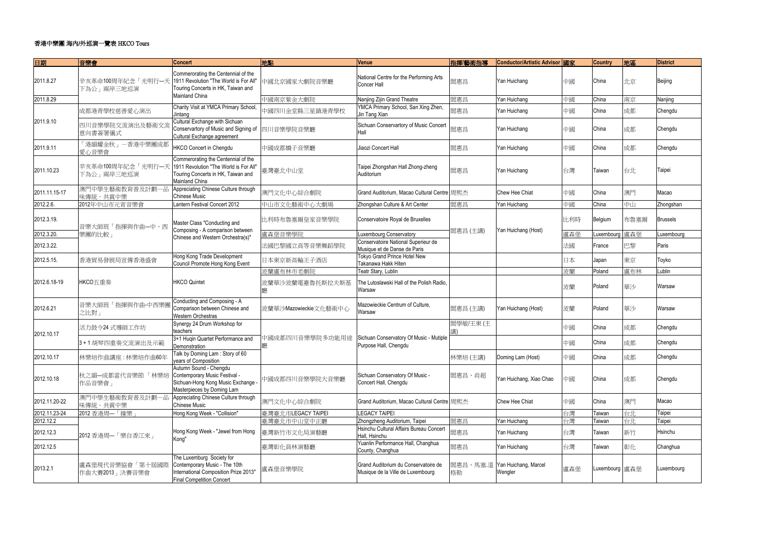### 香港中樂團 海內/外巡演一覽表 HKCO Tours

| 日期 | 音樂會 | Concert | 地點 | Venue | 指揮/藝術指導 | Conductor/Artistic Advisor | 國家 | Country | 地區 | District |
|---|---|---|---|---|---|---|---|---|---|---|
| 2011.8.27 | 辛亥革命100周年紀念「光明行─天下為公」兩岸三地巡演 | Commerorating the Centennial of the 1911 Revolution "The World is For All" Touring Concerts in HK, Taiwan and Mainland China | 中國北京國家大劇院音樂廳 | National Centre for the Performing Arts Concer Hall | 閻惠昌 | Yan Huichang | 中國 | China | 北京 | Beijing |
| 2011.8.29 | | | 中國南京紫金大劇院 | Nanjing Zijin Grand Theatre | 閻惠昌 | Yan Huichang | 中國 | China | 南京 | Nanjing |
| 2011.9.10 | 成都港青學校慈善愛心演出 | Charity Visit at YMCA Primary School, Jintang | 中國四川金堂縣三星鎮港青學校 | YMCA Primary School, San Xing Zhen, Jin Tang Xian | 閻惠昌 | Yan Huichang | 中國 | China | 成都 | Chengdu |
| | 四川音樂學院交流演出及藝術交流意向書簽署儀式 | Cultural Exchange with Sichuan Conservartory of Music and Signing of Cultural Exchange agreement | 四川音樂學院音樂廳 | Sichuan Conservartory of Music Concert Hall | 閻惠昌 | Yan Huichang | 中國 | China | 成都 | Chengdu |
| 2011.9.11 | 「港韻耀金秋」－香港中樂團成都愛心音樂會 | HKCO Concert in Chengdu | 中國成都嬌子音樂廳 | Jiaozi Concert Hall | 閻惠昌 | Yan Huichang | 中國 | China | 成都 | Chengdu |
| 2011.10.23 | 辛亥革命100周年紀念「光明行─天下為公」兩岸三地巡演 | Commerorating the Centennial of the 1911 Revolution "The World is For All" Touring Concerts in HK, Taiwan and Mainland China | 臺灣臺北中山堂 | Taipei Zhongshan Hall Zhong-zheng Auditorium | 閻惠昌 | Yan Huichang | 台灣 | Taiwan | 台北 | Taipei |
| 2011.11.15-17 | 澳門中學生藝術教育普及計劃─品味傳統．共賞中樂 | Appreciating Chinese Culture through Chinese Music | 澳門文化中心綜合劇院 | Grand Auditorium, Macao Cultural Centre | 周熙杰 | Chew Hee Chiat | 中國 | China | 澳門 | Macao |
| 2012.2.6. | 2012年中山市元宵音樂會 | Lantern Festival Concert 2012 | 中山市文化藝術中心大劇場 | Zhongshan Culture & Art Center | 閻惠昌 | Yan Huichang | 中國 | China | 中山 | Zhongshan |
| 2012.3.19. | 音樂大師班「指揮與作曲─中、西樂團的比較」 | Master Class "Conducting and Composing - A comparison between Chinese and Western Orchestra(s)" | 比利時布魯塞爾皇家音樂學院 | Conservatoire Royal de Bruxelles | 閻惠昌 (主講) | Yan Huichang (Host) | 比利時 | Belgium | 布魯塞爾 | Brussels |
| 2012.3.20. | | | 盧森堡音樂學院 | Luxembourg Conservatory | | | 盧森堡 | Luxembourg | 盧森堡 | Luxembourg |
| 2012.3.22. | | | 法國巴黎國立高等音樂舞蹈學院 | Conservatoire National Superieur de Musique et de Danse de Paris | | | 法國 | France | 巴黎 | Paris |
| 2012.5.15. | 香港貿易發展局宣傳香港盛會 | Hong Kong Trade Development Council Promote Hong Kong Event | 日本東京新高輪王子酒店 | Tokyo Grand Prince Hotel New Takanawa Hakk Hiten | | | 日本 | Japan | 東京 | Toyko |
| 2012.6.18-19 | HKCO五重奏 | HKCO Quintet | 波蘭盧布林市老劇院 | Teatr Stary, Lublin | | | 波蘭 | Poland | 盧布林 | Lublin |
| | | | 波蘭華沙波蘭電臺魯托斯拉夫斯基廳 | The Lutoslawski Hall of the Polish Radio, Warsaw | | | 波蘭 | Poland | 華沙 | Warsaw |
| 2012.6.21 | 音樂大師班「指揮與作曲-中西樂團之比對」 | Conducting and Composing - A Comparison between Chinese and Western Orchestras | 波蘭華沙Mazowieckie文化藝術中心 | Mazowieckie Centrum of Culture, Warsaw | 閻惠昌 (主講) | Yan Huichang (Host) | 波蘭 | Poland | 華沙 | Warsaw |
| 2012.10.17 | 活力鼓令24 式導師工作坊 | Synergy 24 Drum Workshop for teachers | 中國成都四川音樂學院多功能用途廳 | Sichuan Conservatory Of Music - Mutiple Purpose Hall, Chengdu | 閻學敏/王東 (主講) | | 中國 | China | 成都 | Chengdu |
| | 3＋1 胡琴四重奏交流演出及示範 | 3+1 Huqin Quartet Performance and Demonstration | | | | | 中國 | China | 成都 | Chengdu |
| 2012.10.17 | 林樂培作曲講座：林樂培作曲60年 | Talk by Doming Lam : Story of 60 years of Composition | | | 林樂培 (主講) | Doming Lam (Host) | 中國 | China | 成都 | Chengdu |
| 2012.10.18 | 秋之韻─成都當代音樂節 「林樂培作品音樂會」 | Autumn Sound - Chengdu Contemporary Music Festival - Sichuan-Hong Kong Music Exchange - Masterpieces by Doming Lam | 中國成都四川音樂學院大音樂廳 | Sichuan Conservatory Of Music - Concert Hall, Chengdu | 閻惠昌、肖超 | Yan Huichang, Xiao Chao | 中國 | China | 成都 | Chengdu |
| 2012.11.20-22 | 澳門中學生藝術教育普及計劃─品味傳統．共賞中樂 | Appreciating Chinese Culture through Chinese Music | 澳門文化中心綜合劇院 | Grand Auditorium, Macao Cultural Centre | 周熙杰 | Chew Hee Chiat | 中國 | China | 澳門 | Macao |
| 2012.11.23-24 | 2012 香港周─「撞樂」 | Hong Kong Week - "Collision" | 臺灣臺北市LEGACY TAIPEI | LEGACY TAIPEI | | | 台灣 | Taiwan | 台北 | Taipei |
| 2012.12.2 | 2012 香港周─「樂自香江來」 | Hong Kong Week - "Jewel from Hong Kong" | 臺灣臺北市中山堂中正廳 | Zhongzheng Auditorium, Taipei | 閻惠昌 | Yan Huichang | 台灣 | Taiwan | 台北 | Taipei |
| 2012.12.3 | | | 臺灣新竹市文化局演藝廳 | Hsinchu Cultural Affairs Bureau Concert Hall, Hsinchu | 閻惠昌 | Yan Huichang | 台灣 | Taiwan | 新竹 | Hsinchu |
| 2012.12.5 | | | 臺灣彰化員林演藝廳 | Yuanlin Performance Hall, Changhua County, Changhua | 閻惠昌 | Yan Huichang | 台灣 | Taiwan | 彰化 | Changhua |
| 2013.2.1 | 盧森堡現代音樂協會「第十屆國際作曲大賽2013」決賽音樂會 | The Luxembourg Society for Contemporary Music - The 10th International Composition Prize 2013" Final Competition Concert | 盧森堡音樂學院 | Grand Auditorium du Conservatoire de Musique de la Ville de Luxembourg | 閻惠昌、馬塞.溫格勒 | Yan Huichang, Marcel Wengler | 盧森堡 | Luxembourg | 盧森堡 | Luxembourg |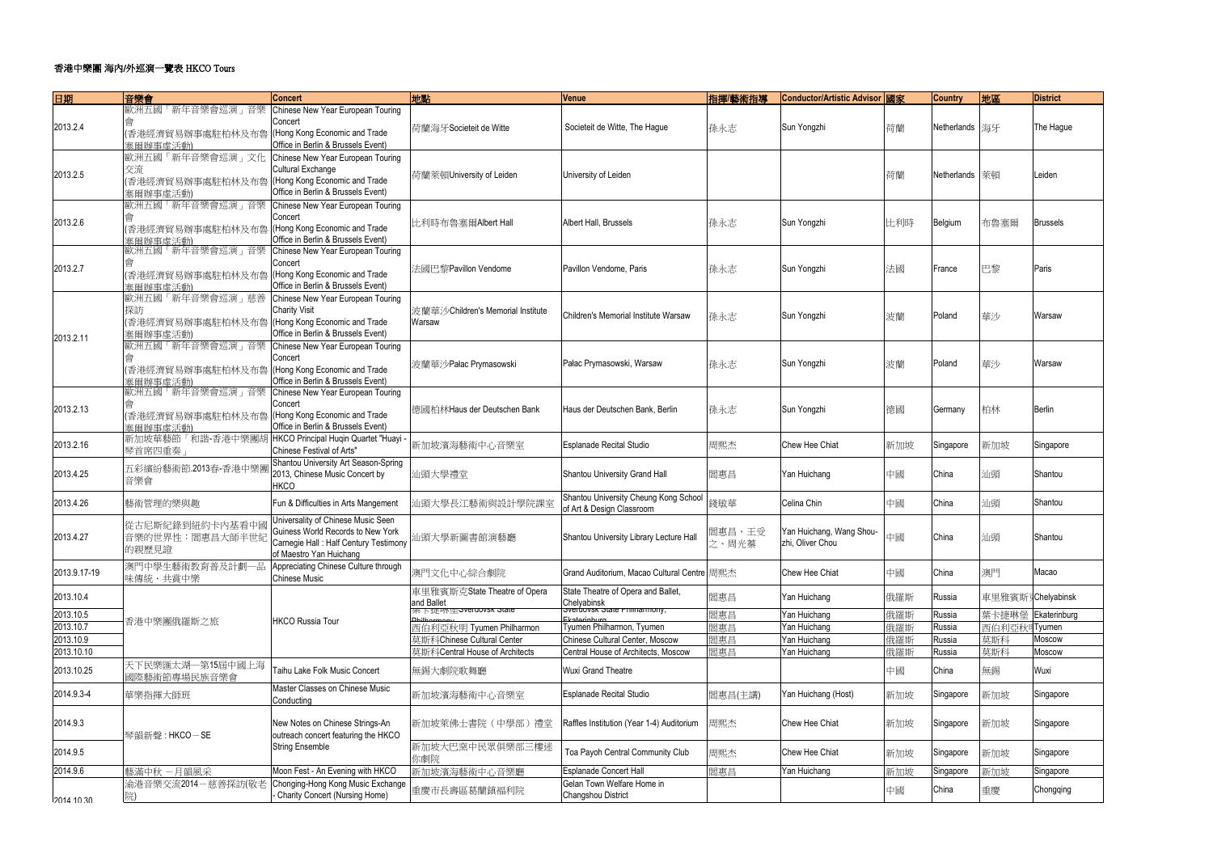# 香港中樂團 海內/外巡演一覽表 HKCO Tours

| 日期 | 音樂會 | Concert | 地點 | Venue | 指揮/藝術指導 | Conductor/Artistic Advisor | 國家 | Country | 地區 | District |
|---|---|---|---|---|---|---|---|---|---|---|
| 2013.2.4 | 歐洲五國「新年音樂會巡演」音樂會 (香港經濟貿易辦事處駐柏林及布魯塞爾辦事處活動) | Chinese New Year European Touring Concert (Hong Kong Economic and Trade Office in Berlin & Brussels Event) | 荷蘭海牙Societeit de Witte | Societeit de Witte, The Hague | 孫永志 | Sun Yongzhi | 荷蘭 | Netherlands | 海牙 | The Hague |
| 2013.2.5 | 歐洲五國「新年音樂會巡演」文化交流 (香港經濟貿易辦事處駐柏林及布魯塞爾辦事處活動) | Chinese New Year European Touring Cultural Exchange (Hong Kong Economic and Trade Office in Berlin & Brussels Event) | 荷蘭萊頓University of Leiden | University of Leiden | | | 荷蘭 | Netherlands | 萊頓 | Leiden |
| 2013.2.6 | 歐洲五國「新年音樂會巡演」音樂會 (香港經濟貿易辦事處駐柏林及布魯塞爾辦事處活動) | Chinese New Year European Touring Concert (Hong Kong Economic and Trade Office in Berlin & Brussels Event) | 比利時布魯塞爾Albert Hall | Albert Hall, Brussels | 孫永志 | Sun Yongzhi | 比利時 | Belgium | 布魯塞爾 | Brussels |
| 2013.2.7 | 歐洲五國「新年音樂會巡演」音樂會 (香港經濟貿易辦事處駐柏林及布魯塞爾辦事處活動) | Chinese New Year European Touring Concert (Hong Kong Economic and Trade Office in Berlin & Brussels Event) | 法國巴黎Pavillon Vendome | Pavillon Vendome, Paris | 孫永志 | Sun Yongzhi | 法國 | France | 巴黎 | Paris |
| 2013.2.11 | 歐洲五國「新年音樂會巡演」慈善探訪 (香港經濟貿易辦事處駐柏林及布魯塞爾辦事處活動) | Chinese New Year European Touring Charity Visit (Hong Kong Economic and Trade Office in Berlin & Brussels Event) | 波蘭華沙Children's Memorial Institute Warsaw | Children's Memorial Institute Warsaw | 孫永志 | Sun Yongzhi | 波蘭 | Poland | 華沙 | Warsaw |
| | 歐洲五國「新年音樂會巡演」音樂會 (香港經濟貿易辦事處駐柏林及布魯塞爾辦事處活動) | Chinese New Year European Touring Concert (Hong Kong Economic and Trade Office in Berlin & Brussels Event) | 波蘭華沙Palac Prymasowski | Palac Prymasowski, Warsaw | 孫永志 | Sun Yongzhi | 波蘭 | Poland | 華沙 | Warsaw |
| 2013.2.13 | 歐洲五國「新年音樂會巡演」音樂會 (香港經濟貿易辦事處駐柏林及布魯塞爾辦事處活動) | Chinese New Year European Touring Concert (Hong Kong Economic and Trade Office in Berlin & Brussels Event) | 德國柏林Haus der Deutschen Bank | Haus der Deutschen Bank, Berlin | 孫永志 | Sun Yongzhi | 德國 | Germany | 柏林 | Berlin |
| 2013.2.16 | 新加坡華藝節「和諧-香港中樂團胡琴首席四重奏」 | HKCO Principal Huqin Quartet "Huayi - Chinese Festival of Arts" | 新加坡濱海藝術中心音樂室 | Esplanade Recital Studio | 周熙杰 | Chew Hee Chiat | 新加坡 | Singapore | 新加坡 | Singapore |
| 2013.4.25 | 五彩繽紛藝術節.2013春-香港中樂團音樂會 | Shantou University Art Season-Spring 2013, Chinese Music Concert by HKCO | 汕頭大學禮堂 | Shantou University Grand Hall | 閻惠昌 | Yan Huichang | 中國 | China | 汕頭 | Shantou |
| 2013.4.26 | 藝術管理的樂與趣 | Fun & Difficulties in Arts Mangement | 汕頭大學長江藝術與設計學院課室 | Shantou University Cheung Kong School of Art & Design Classroom | 錢敏華 | Celina Chin | 中國 | China | 汕頭 | Shantou |
| 2013.4.27 | 從吉尼斯紀錄到紐約卡內基看中國音樂的世界性：閻惠昌大師半世紀的親歷見證 | Universality of Chinese Music Seen Guiness World Records to New York Carnegie Hall : Half Century Testimony of Maestro Yan Huichang | 汕頭大學新圖書館演藝廳 | Shantou University Library Lecture Hall | 閻惠昌、王受之、周光蓁 | Yan Huichang, Wang Shou-zhi, Oliver Chou | 中國 | China | 汕頭 | Shantou |
| 2013.9.17-19 | 澳門中學生藝術教育普及計劃—品味傳統．共賞中樂 | Appreciating Chinese Culture through Chinese Music | 澳門文化中心綜合劇院 | Grand Auditorium, Macao Cultural Centre | 周熙杰 | Chew Hee Chiat | 中國 | China | 澳門 | Macao |
| 2013.10.4 | 香港中樂團俄羅斯之旅 | HKCO Russia Tour | 車里雅賓斯克State Theatre of Opera and Ballet | State Theatre of Opera and Ballet, Chelyabinsk | 閻惠昌 | Yan Huichang | 俄羅斯 | Russia | 車里雅賓斯克 | Chelyabinsk |
| 2013.10.5 | | | 葉卡捷琳堡Sverdovsk State Philharmony | Sverdovsk State Philharmony, Ekaterinburg | 閻惠昌 | Yan Huichang | 俄羅斯 | Russia | 葉卡捷琳堡 | Ekaterinburg |
| 2013.10.7 | | | 西伯利亞秋明 Tyumen Philharmon | Tyumen Philharmon, Tyumen | 閻惠昌 | Yan Huichang | 俄羅斯 | Russia | 西伯利亞秋明 | Tyumen |
| 2013.10.9 | | | 莫斯科Chinese Cultural Center | Chinese Cultural Center, Moscow | 閻惠昌 | Yan Huichang | 俄羅斯 | Russia | 莫斯科 | Moscow |
| 2013.10.10 | | | 莫斯科Central House of Architects | Central House of Architects, Moscow | 閻惠昌 | Yan Huichang | 俄羅斯 | Russia | 莫斯科 | Moscow |
| 2013.10.25 | 天下民樂匯太湖—第15屆中國上海國際藝術節專場民族音樂會 | Taihu Lake Folk Music Concert | 無錫大劇院歌舞廳 | Wuxi Grand Theatre | | | 中國 | China | 無錫 | Wuxi |
| 2014.9.3-4 | 華樂指揮大師班 | Master Classes on Chinese Music Conducting | 新加坡濱海藝術中心音樂室 | Esplanade Recital Studio | 閻惠昌(主講) | Yan Huichang (Host) | 新加坡 | Singapore | 新加坡 | Singapore |
| 2014.9.3 | 琴韻新聲 : HKCO－SE | New Notes on Chinese Strings-An outreach concert featuring the HKCO String Ensemble | 新加坡萊佛士書院（中學部）禮堂 | Raffles Institution (Year 1-4) Auditorium | 周熙杰 | Chew Hee Chiat | 新加坡 | Singapore | 新加坡 | Singapore |
| 2014.9.5 | | | 新加坡大巴窯中民眾俱樂部三樓迷你劇院 | Toa Payoh Central Community Club | 周熙杰 | Chew Hee Chiat | 新加坡 | Singapore | 新加坡 | Singapore |
| 2014.9.6 | 藝滿中秋 －月韻風采 | Moon Fest - An Evening with HKCO | 新加坡濱海藝術中心音樂廳 | Esplanade Concert Hall | 閻惠昌 | Yan Huichang | 新加坡 | Singapore | 新加坡 | Singapore |
| 2014.10.30 | 渝港音樂交流2014－慈善探訪(敬老院) | Chonging-Hong Kong Music Exchange - Charity Concert (Nursing Home) | 重慶市長壽區葛蘭鎮福利院 | Gelan Town Welfare Home in Changshou District | | | 中國 | China | 重慶 | Chongqing |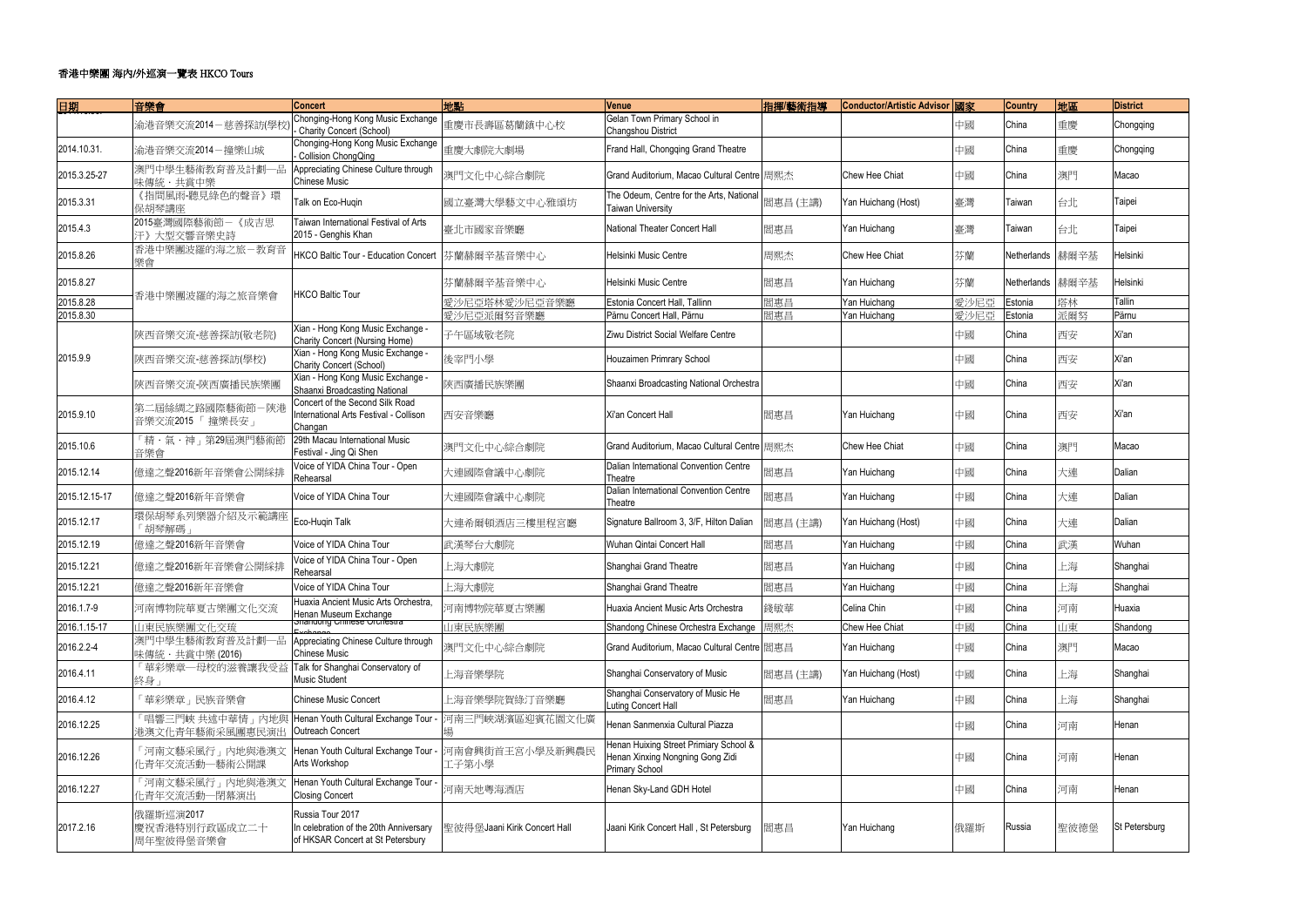# 香港中樂團 海內/外巡演一覽表 HKCO Tours

| 日期 | 音樂會 | Concert | 地點 | Venue | 指揮/藝術指導 | Conductor/Artistic Advisor | 國家 | Country | 地區 | District |
|---|---|---|---|---|---|---|---|---|---|---|
| | 渝港音樂交流2014－慈善探訪(學校) | Chonging-Hong Kong Music Exchange - Charity Concert (School) | 重慶市長壽區葛蘭鎮中心校 | Gelan Town Primary School in Changshou District | | | 中國 | China | 重慶 | Chongqing |
| 2014.10.31. | 渝港音樂交流2014－撞樂山城 | Chonging-Hong Kong Music Exchange - Collision ChongQing | 重慶大劇院大劇場 | Frand Hall, Chongqing Grand Theatre | | | 中國 | China | 重慶 | Chongqing |
| 2015.3.25-27 | 澳門中學生藝術教育普及計劃—品味傳統・共賞中樂 | Appreciating Chinese Culture through Chinese Music | 澳門文化中心綜合劇院 | Grand Auditorium, Macao Cultural Centre | 周熙杰 | Chew Hee Chiat | 中國 | China | 澳門 | Macao |
| 2015.3.31 | 《指間風雨-聽見綠色的聲音》環保胡琴講座 | Talk on Eco-Huqin | 國立臺灣大學藝文中心雅頌坊 | The Odeum, Centre for the Arts, National Taiwan University | 閻惠昌 (主講) | Yan Huichang (Host) | 臺灣 | Taiwan | 台北 | Taipei |
| 2015.4.3 | 2015臺灣國際藝術節－《成吉思汗》大型交響音樂史詩 | Taiwan International Festival of Arts 2015 - Genghis Khan | 臺北市國家音樂廳 | National Theater Concert Hall | 閻惠昌 | Yan Huichang | 臺灣 | Taiwan | 台北 | Taipei |
| 2015.8.26 | 香港中樂團波羅的海之旅－教育音樂會 | HKCO Baltic Tour - Education Concert | 芬蘭赫爾辛基音樂中心 | Helsinki Music Centre | 周熙杰 | Chew Hee Chiat | 芬蘭 | Netherlands | 赫爾辛基 | Helsinki |
| 2015.8.27 | 香港中樂團波羅的海之旅音樂會 | HKCO Baltic Tour | 芬蘭赫爾辛基音樂中心 | Helsinki Music Centre | 閻惠昌 | Yan Huichang | 芬蘭 | Netherlands | 赫爾辛基 | Helsinki |
| 2015.8.28 | | | 愛沙尼亞塔林愛沙尼亞音樂廳 | Estonia Concert Hall, Tallinn | 閻惠昌 | Yan Huichang | 愛沙尼亞 | Estonia | 塔林 | Tallin |
| 2015.8.30 | | | 愛沙尼亞派爾努音樂廳 | Pärnu Concert Hall, Pärnu | 閻惠昌 | Yan Huichang | 愛沙尼亞 | Estonia | 派爾努 | Pärnu |
| 2015.9.9 | 陝西音樂交流-慈善探訪(敬老院) | Xian - Hong Kong Music Exchange - Charity Concert (Nursing Home) | 子午區域敬老院 | Ziwu District Social Welfare Centre | | | 中國 | China | 西安 | Xi'an |
| | 陝西音樂交流-慈善探訪(學校) | Xian - Hong Kong Music Exchange - Charity Concert (School) | 後宰門小學 | Houzaimen Primrary School | | | 中國 | China | 西安 | Xi'an |
| | 陝西音樂交流-陝西廣播民族樂團 | Xian - Hong Kong Music Exchange - Shaanxi Broadcasting National | 陝西廣播民族樂團 | Shaanxi Broadcasting National Orchestra | | | 中國 | China | 西安 | Xi'an |
| 2015.9.10 | 第二屆絲綢之路國際藝術節－陝港音樂交流2015「撞樂長安」 | Concert of the Second Silk Road International Arts Festival - Collison Changan | 西安音樂廳 | Xi'an Concert Hall | 閻惠昌 | Yan Huichang | 中國 | China | 西安 | Xi'an |
| 2015.10.6 | 「精・氣・神」第29屆澳門藝術節音樂會 | 29th Macau International Music Festival - Jing Qi Shen | 澳門文化中心綜合劇院 | Grand Auditorium, Macao Cultural Centre | 周熙杰 | Chew Hee Chiat | 中國 | China | 澳門 | Macao |
| 2015.12.14 | 億達之聲2016新年音樂會公開綵排 | Voice of YIDA China Tour - Open Rehearsal | 大連國際會議中心劇院 | Dalian International Convention Centre Theatre | 閻惠昌 | Yan Huichang | 中國 | China | 大連 | Dalian |
| 2015.12.15-17 | 億達之聲2016新年音樂會 | Voice of YIDA China Tour | 大連國際會議中心劇院 | Dalian International Convention Centre Theatre | 閻惠昌 | Yan Huichang | 中國 | China | 大連 | Dalian |
| 2015.12.17 | 環保胡琴系列樂器介紹及示範講座「胡琴解碼」 | Eco-Huqin Talk | 大連希爾頓酒店三樓里程宮廳 | Signature Ballroom 3, 3/F, Hilton Dalian | 閻惠昌 (主講) | Yan Huichang (Host) | 中國 | China | 大連 | Dalian |
| 2015.12.19 | 億達之聲2016新年音樂會 | Voice of YIDA China Tour | 武漢琴台大劇院 | Wuhan Qintai Concert Hall | 閻惠昌 | Yan Huichang | 中國 | China | 武漢 | Wuhan |
| 2015.12.21 | 億達之聲2016新年音樂會公開綵排 | Voice of YIDA China Tour - Open Rehearsal | 上海大劇院 | Shanghai Grand Theatre | 閻惠昌 | Yan Huichang | 中國 | China | 上海 | Shanghai |
| 2015.12.21 | 億達之聲2016新年音樂會 | Voice of YIDA China Tour | 上海大劇院 | Shanghai Grand Theatre | 閻惠昌 | Yan Huichang | 中國 | China | 上海 | Shanghai |
| 2016.1.7-9 | 河南博物院華夏古樂團文化交流 | Huaxia Ancient Music Arts Orchestra, Henan Museum Exchange | 河南博物院華夏古樂團 | Huaxia Ancient Music Arts Orchestra | 錢敏華 | Celina Chin | 中國 | China | 河南 | Huaxia |
| 2016.1.15-17 | 山東民族樂團文化交流 | Shandong Chinese Orchestra Exchange | 山東民族樂團 | Shandong Chinese Orchestra Exchange | 周熙杰 | Chew Hee Chiat | 中國 | China | 山東 | Shandong |
| 2016.2.2-4 | 澳門中學生藝術教育普及計劃—品味傳統・共賞中樂 (2016) | Appreciating Chinese Culture through Chinese Music | 澳門文化中心綜合劇院 | Grand Auditorium, Macao Cultural Centre | 閻惠昌 | Yan Huichang | 中國 | China | 澳門 | Macao |
| 2016.4.11 | 「華彩樂章—母校的滋養讓我受益終身」 | Talk for Shanghai Conservatory of Music Student | 上海音樂學院 | Shanghai Conservatory of Music | 閻惠昌 (主講) | Yan Huichang (Host) | 中國 | China | 上海 | Shanghai |
| 2016.4.12 | 「華彩樂章」民族音樂會 | Chinese Music Concert | 上海音樂學院賀綠汀音樂廳 | Shanghai Conservatory of Music He Luting Concert Hall | 閻惠昌 | Yan Huichang | 中國 | China | 上海 | Shanghai |
| 2016.12.25 | 「唱響三門峽 共述中華情」內地與港澳文化青年藝術采風團惠民演出 | Henan Youth Cultural Exchange Tour - Outreach Concert | 河南三門峽湖濱區迎賓花園文化廣場 | Henan Sanmenxia Cultural Piazza | | | 中國 | China | 河南 | Henan |
| 2016.12.26 | 「河南文藝采風行」內地與港澳文化青年交流活動—藝術公開課 | Henan Youth Cultural Exchange Tour - Arts Workshop | 河南會興街首王宮小學及新興農民工子第小學 | Henan Huixing Street Primiary School & Henan Xinxing Nongning Gong Zidi Primary School | | | 中國 | China | 河南 | Henan |
| 2016.12.27 | 「河南文藝采風行」內地與港澳文化青年交流活動—閉幕演出 | Henan Youth Cultural Exchange Tour - Closing Concert | 河南天地粵海酒店 | Henan Sky-Land GDH Hotel | | | 中國 | China | 河南 | Henan |
| 2017.2.16 | 俄羅斯巡演2017 慶祝香港特別行政區成立二十周年聖彼得堡音樂會 | Russia Tour 2017 In celebration of the 20th Anniversary of HKSAR Concert at St Petersbury | 聖彼得堡Jaani Kirik Concert Hall | Jaani Kirik Concert Hall , St Petersburg | 閻惠昌 | Yan Huichang | 俄羅斯 | Russia | 聖彼德堡 | St Petersburg |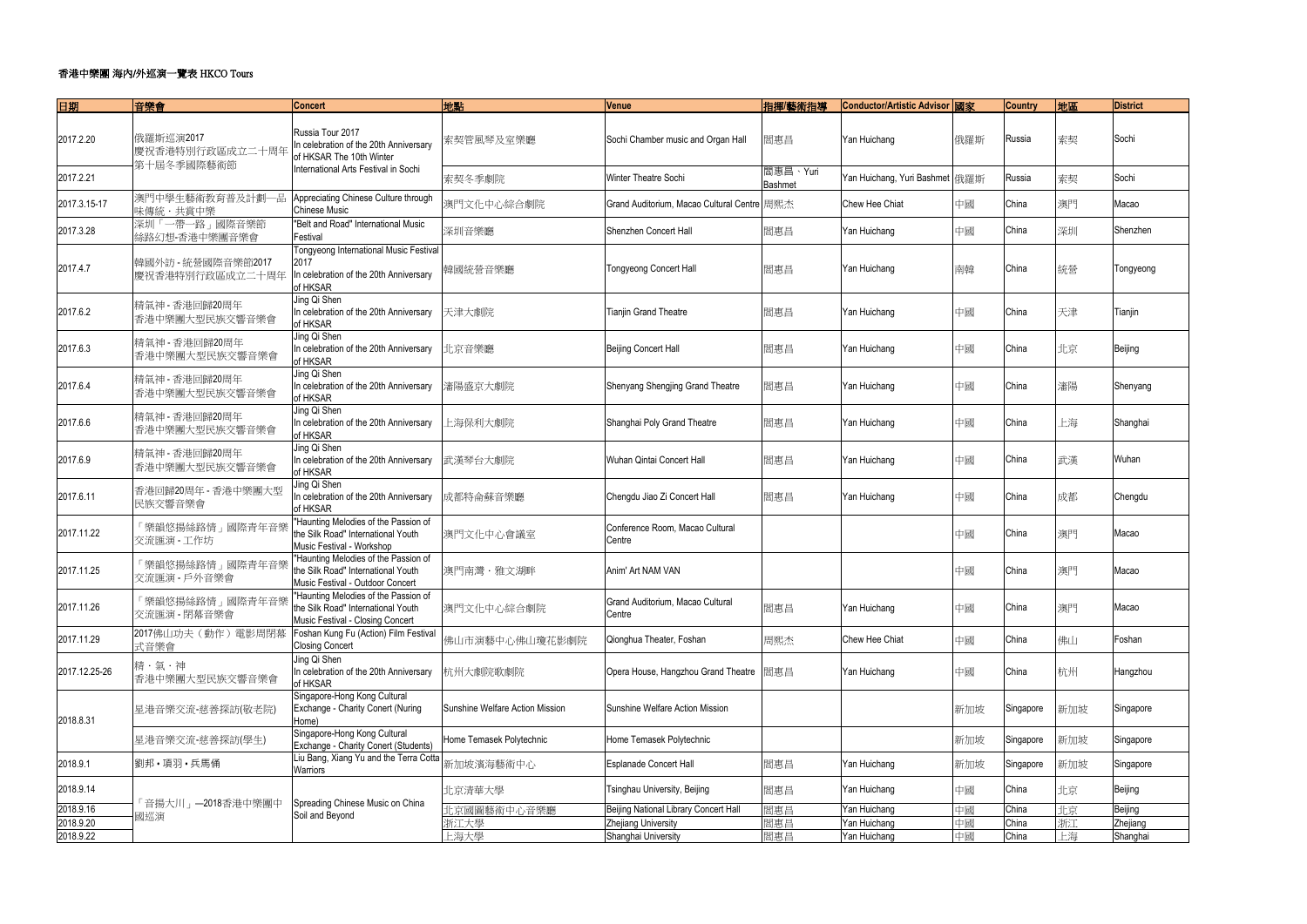### 香港中樂團 海內/外巡演一覽表 HKCO Tours

| 日期 | 音樂會 | Concert | 地點 | Venue | 指揮/藝術指導 | Conductor/Artistic Advisor | 國家 | Country | 地區 | District |
|---|---|---|---|---|---|---|---|---|---|---|
| 2017.2.20 | 俄羅斯巡演2017 慶祝香港特別行政區成立二十周年 第十屆冬季國際藝術節 | Russia Tour 2017 In celebration of the 20th Anniversary of HKSAR The 10th Winter International Arts Festival in Sochi | 索契管風琴及室樂廳 | Sochi Chamber music and Organ Hall | 閻惠昌 | Yan Huichang | 俄羅斯 | Russia | 索契 | Sochi |
| 2017.2.21 | | | 索契冬季劇院 | Winter Theatre Sochi | 閻惠昌、Yuri Bashmet | Yan Huichang, Yuri Bashmet | 俄羅斯 | Russia | 索契 | Sochi |
| 2017.3.15-17 | 澳門中學生藝術教育普及計劃—品味傳統．共賞中樂 | Appreciating Chinese Culture through Chinese Music | 澳門文化中心綜合劇院 | Grand Auditorium, Macao Cultural Centre | 周熙杰 | Chew Hee Chiat | 中國 | China | 澳門 | Macao |
| 2017.3.28 | 深圳「一帶一路」國際音樂節 絲路幻想-香港中樂團音樂會 | "Belt and Road" International Music Festival | 深圳音樂廳 | Shenzhen Concert Hall | 閻惠昌 | Yan Huichang | 中國 | China | 深圳 | Shenzhen |
| 2017.4.7 | 韓國外訪 - 統營國際音樂節2017 慶祝香港特別行政區成立二十周年 | Tongyeong International Music Festival 2017 In celebration of the 20th Anniversary of HKSAR | 韓國統營音樂廳 | Tongyeong Concert Hall | 閻惠昌 | Yan Huichang | 南韓 | China | 統營 | Tongyeong |
| 2017.6.2 | 精氣神 - 香港回歸20周年 香港中樂團大型民族交響音樂會 | Jing Qi Shen In celebration of the 20th Anniversary of HKSAR | 天津大劇院 | Tianjin Grand Theatre | 閻惠昌 | Yan Huichang | 中國 | China | 天津 | Tianjin |
| 2017.6.3 | 精氣神 - 香港回歸20周年 香港中樂團大型民族交響音樂會 | Jing Qi Shen In celebration of the 20th Anniversary of HKSAR | 北京音樂廳 | Beijing Concert Hall | 閻惠昌 | Yan Huichang | 中國 | China | 北京 | Beijing |
| 2017.6.4 | 精氣神 - 香港回歸20周年 香港中樂團大型民族交響音樂會 | Jing Qi Shen In celebration of the 20th Anniversary of HKSAR | 瀋陽盛京大劇院 | Shenyang Shengjing Grand Theatre | 閻惠昌 | Yan Huichang | 中國 | China | 瀋陽 | Shenyang |
| 2017.6.6 | 精氣神 - 香港回歸20周年 香港中樂團大型民族交響音樂會 | Jing Qi Shen In celebration of the 20th Anniversary of HKSAR | 上海保利大劇院 | Shanghai Poly Grand Theatre | 閻惠昌 | Yan Huichang | 中國 | China | 上海 | Shanghai |
| 2017.6.9 | 精氣神 - 香港回歸20周年 香港中樂團大型民族交響音樂會 | Jing Qi Shen In celebration of the 20th Anniversary of HKSAR | 武漢琴台大劇院 | Wuhan Qintai Concert Hall | 閻惠昌 | Yan Huichang | 中國 | China | 武漢 | Wuhan |
| 2017.6.11 | 香港回歸20周年 - 香港中樂團大型民族交響音樂會 | Jing Qi Shen In celebration of the 20th Anniversary of HKSAR | 成都特侖蘇音樂廳 | Chengdu Jiao Zi Concert Hall | 閻惠昌 | Yan Huichang | 中國 | China | 成都 | Chengdu |
| 2017.11.22 | 「樂韻悠揚絲路情」國際青年音樂交流匯演 - 工作坊 | "Haunting Melodies of the Passion of the Silk Road" International Youth Music Festival - Workshop | 澳門文化中心會議室 | Conference Room, Macao Cultural Centre | | | 中國 | China | 澳門 | Macao |
| 2017.11.25 | 「樂韻悠揚絲路情」國際青年音樂交流匯演 - 戶外音樂會 | "Haunting Melodies of the Passion of the Silk Road" International Youth Music Festival - Outdoor Concert | 澳門南灣・雅文湖畔 | Anim' Art NAM VAN | | | 中國 | China | 澳門 | Macao |
| 2017.11.26 | 「樂韻悠揚絲路情」國際青年音樂交流匯演 - 閉幕音樂會 | "Haunting Melodies of the Passion of the Silk Road" International Youth Music Festival - Closing Concert | 澳門文化中心綜合劇院 | Grand Auditorium, Macao Cultural Centre | 閻惠昌 | Yan Huichang | 中國 | China | 澳門 | Macao |
| 2017.11.29 | 2017佛山功夫（動作）電影周閉幕式音樂會 | Foshan Kung Fu (Action) Film Festival Closing Concert | 佛山市演藝中心佛山瓊花影劇院 | Qionghua Theater, Foshan | 周熙杰 | Chew Hee Chiat | 中國 | China | 佛山 | Foshan |
| 2017.12.25-26 | 精・氣・神 香港中樂團大型民族交響音樂會 | Jing Qi Shen In celebration of the 20th Anniversary of HKSAR | 杭州大劇院歌劇院 | Opera House, Hangzhou Grand Theatre | 閻惠昌 | Yan Huichang | 中國 | China | 杭州 | Hangzhou |
| 2018.8.31 | 星港音樂交流-慈善探訪(敬老院) | Singapore-Hong Kong Cultural Exchange - Charity Conert (Nuring Home) | Sunshine Welfare Action Mission | Sunshine Welfare Action Mission | | | 新加坡 | Singapore | 新加坡 | Singapore |
| | 星港音樂交流-慈善探訪(學生) | Singapore-Hong Kong Cultural Exchange - Charity Conert (Students) | Home Temasek Polytechnic | Home Temasek Polytechnic | | | 新加坡 | Singapore | 新加坡 | Singapore |
| 2018.9.1 | 劉邦 • 項羽 • 兵馬俑 | Liu Bang, Xiang Yu and the Terra Cotta Warriors | 新加坡濱海藝術中心 | Esplanade Concert Hall | 閻惠昌 | Yan Huichang | 新加坡 | Singapore | 新加坡 | Singapore |
| 2018.9.14 | 「音揚大川」—2018香港中樂團中國巡演 | Spreading Chinese Music on China Soil and Beyond | 北京清華大學 | Tsinghau University, Beijing | 閻惠昌 | Yan Huichang | 中國 | China | 北京 | Beijing |
| 2018.9.16 | | | 北京國圖藝術中心音樂廳 | Beijing National Library Concert Hall | 閻惠昌 | Yan Huichang | 中國 | China | 北京 | Beijing |
| 2018.9.20 | | | 浙江大學 | Zhejiang University | 閻惠昌 | Yan Huichang | 中國 | China | 浙江 | Zhejiang |
| 2018.9.22 | | | 上海大學 | Shanghai University | 閻惠昌 | Yan Huichang | 中國 | China | 上海 | Shanghai |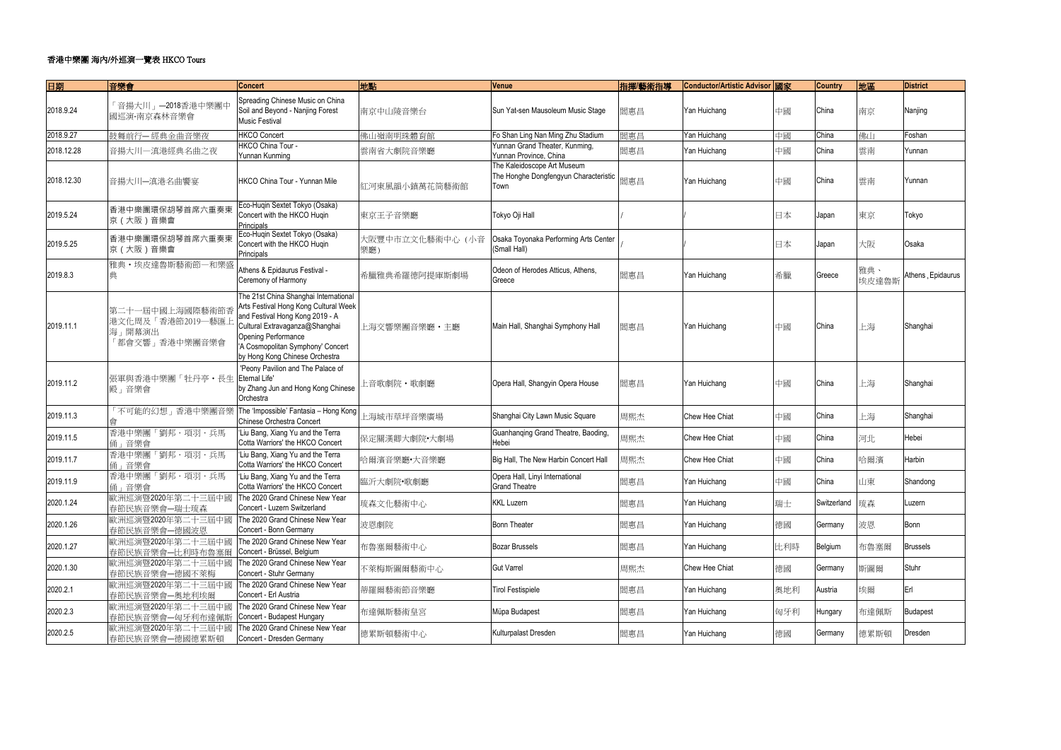# 香港中樂團 海內/外巡演一覽表 HKCO Tours

| 日期 | 音樂會 | Concert | 地點 | Venue | 指揮/藝術指導 | Conductor/Artistic Advisor | 國家 | Country | 地區 | District |
|---|---|---|---|---|---|---|---|---|---|---|
| 2018.9.24 | 「音揚大川」—2018香港中樂團中國巡演-南京森林音樂會 | Spreading Chinese Music on China Soil and Beyond - Nanjing Forest Music Festival | 南京中山陵音樂台 | Sun Yat-sen Mausoleum Music Stage | 閻惠昌 | Yan Huichang | 中國 | China | 南京 | Nanjing |
| 2018.9.27 | 鼓舞前行— 經典金曲音樂夜 | HKCO Concert | 佛山嶺南明珠體育館 | Fo Shan Ling Nan Ming Zhu Stadium | 閻惠昌 | Yan Huichang | 中國 | China | 佛山 | Foshan |
| 2018.12.28 | 音揚大川—滇港經典名曲之夜 | HKCO China Tour - Yunnan Kunming | 雲南省大劇院音樂廳 | Yunnan Grand Theater, Kunming, Yunnan Province, China | 閻惠昌 | Yan Huichang | 中國 | China | 雲南 | Yunnan |
| 2018.12.30 | 音揚大川—滇港名曲饗宴 | HKCO China Tour - Yunnan Mile | 紅河東風韻小鎮萬花筒藝術館 | The Kaleidoscope Art Museum The Honghe Dongfengyun Characteristic Town | 閻惠昌 | Yan Huichang | 中國 | China | 雲南 | Yunnan |
| 2019.5.24 | 香港中樂團環保胡琴首席六重奏東京（大阪）音樂會 | Eco-Huqin Sextet Tokyo (Osaka) Concert with the HKCO Huqin Principals | 東京王子音樂廳 | Tokyo Oji Hall | / | / | 日本 | Japan | 東京 | Tokyo |
| 2019.5.25 | 香港中樂團環保胡琴首席六重奏東京（大阪）音樂會 | Eco-Huqin Sextet Tokyo (Osaka) Concert with the HKCO Huqin Principals | 大阪豐中市立文化藝術中心（小音樂廳） | Osaka Toyonaka Performing Arts Center (Small Hall) | / | / | 日本 | Japan | 大阪 | Osaka |
| 2019.8.3 | 雅典・埃皮達魯斯藝術節—和樂盛典 | Athens & Epidaurus Festival - Ceremony of Harmony | 希臘雅典希羅德阿提庫斯劇場 | Odeon of Herodes Atticus, Athens, Greece | 閻惠昌 | Yan Huichang | 希臘 | Greece | 雅典、埃皮達魯斯 | Athens , Epidaurus |
| 2019.11.1 | 第二十一屆中國上海國際藝術節香港文化周及「香港節2019—藝匯上海」開幕演出「都會交響」香港中樂團音樂會 | The 21st China Shanghai International Arts Festival Hong Kong Cultural Week and Festival Hong Kong 2019 - A Cultural Extravaganza@Shanghai Opening Performance 'A Cosmopolitan Symphony' Concert by Hong Kong Chinese Orchestra | 上海交響樂團音樂廳・主廳 | Main Hall, Shanghai Symphony Hall | 閻惠昌 | Yan Huichang | 中國 | China | 上海 | Shanghai |
| 2019.11.2 | 張軍與香港中樂團「牡丹亭・長生殿」音樂會 | 'Peony Pavilion and The Palace of Eternal Life' by Zhang Jun and Hong Kong Chinese Orchestra | 上音歌劇院・歌劇廳 | Opera Hall, Shangyin Opera House | 閻惠昌 | Yan Huichang | 中國 | China | 上海 | Shanghai |
| 2019.11.3 | 「不可能的幻想」香港中樂團音樂會 | The 'Impossible' Fantasia – Hong Kong Chinese Orchestra Concert | 上海城市草坪音樂廣場 | Shanghai City Lawn Music Square | 周熙杰 | Chew Hee Chiat | 中國 | China | 上海 | Shanghai |
| 2019.11.5 | 香港中樂團「劉邦・項羽・兵馬俑」音樂會 | 'Liu Bang, Xiang Yu and the Terra Cotta Warriors' the HKCO Concert | 保定關漢卿大劇院•大劇場 | Guanhanqing Grand Theatre, Baoding, Hebei | 周熙杰 | Chew Hee Chiat | 中國 | China | 河北 | Hebei |
| 2019.11.7 | 香港中樂團「劉邦・項羽・兵馬俑」音樂會 | 'Liu Bang, Xiang Yu and the Terra Cotta Warriors' the HKCO Concert | 哈爾濱音樂廳•大音樂廳 | Big Hall, The New Harbin Concert Hall | 周熙杰 | Chew Hee Chiat | 中國 | China | 哈爾濱 | Harbin |
| 2019.11.9 | 香港中樂團「劉邦・項羽・兵馬俑」音樂會 | 'Liu Bang, Xiang Yu and the Terra Cotta Warriors' the HKCO Concert | 臨沂大劇院•歌劇廳 | Opera Hall, Linyi International Grand Theatre | 閻惠昌 | Yan Huichang | 中國 | China | 山東 | Shandong |
| 2020.1.24 | 歐洲巡演暨2020年第二十三屆中國春節民族音樂會—瑞士琉森 | The 2020 Grand Chinese New Year Concert - Luzern Switzerland | 琉森文化藝術中心 | KKL Luzern | 閻惠昌 | Yan Huichang | 瑞士 | Switzerland | 琉森 | Luzern |
| 2020.1.26 | 歐洲巡演暨2020年第二十三屆中國春節民族音樂會—德國波恩 | The 2020 Grand Chinese New Year Concert - Bonn Germany | 波恩劇院 | Bonn Theater | 閻惠昌 | Yan Huichang | 德國 | Germany | 波恩 | Bonn |
| 2020.1.27 | 歐洲巡演暨2020年第二十三屆中國春節民族音樂會—比利時布魯塞爾 | The 2020 Grand Chinese New Year Concert - Brüssel, Belgium | 布魯塞爾藝術中心 | Bozar Brussels | 閻惠昌 | Yan Huichang | 比利時 | Belgium | 布魯塞爾 | Brussels |
| 2020.1.30 | 歐洲巡演暨2020年第二十三屆中國春節民族音樂會—德國不萊梅 | The 2020 Grand Chinese New Year Concert - Stuhr Germany | 不萊梅斯圖爾藝術中心 | Gut Varrel | 周熙杰 | Chew Hee Chiat | 德國 | Germany | 斯圖爾 | Stuhr |
| 2020.2.1 | 歐洲巡演暨2020年第二十三屆中國春節民族音樂會—奧地利埃爾 | The 2020 Grand Chinese New Year Concert - Erl Austria | 蒂羅爾藝術節音樂廳 | Tirol Festispiele | 閻惠昌 | Yan Huichang | 奧地利 | Austria | 埃爾 | Erl |
| 2020.2.3 | 歐洲巡演暨2020年第二十三屆中國春節民族音樂會—匈牙利布達佩斯 | The 2020 Grand Chinese New Year Concert - Budapest Hungary | 布達佩斯藝術皇宮 | Müpa Budapest | 閻惠昌 | Yan Huichang | 匈牙利 | Hungary | 布達佩斯 | Budapest |
| 2020.2.5 | 歐洲巡演暨2020年第二十三屆中國春節民族音樂會—德國德累斯頓 | The 2020 Grand Chinese New Year Concert - Dresden Germany | 德累斯頓藝術中心 | Kulturpalast Dresden | 閻惠昌 | Yan Huichang | 德國 | Germany | 德累斯頓 | Dresden |